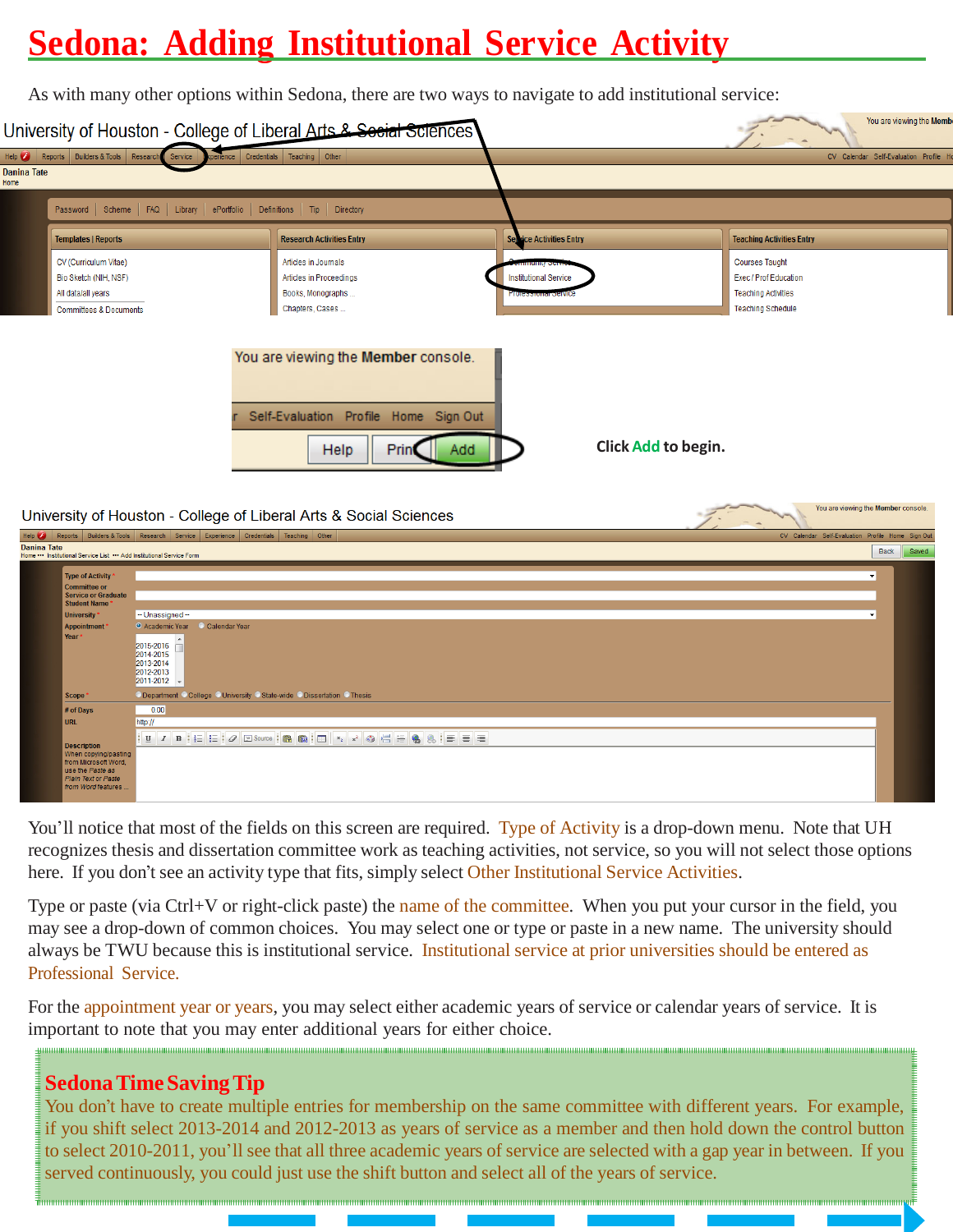# Sedona: Adding Institutional Service Activity

As with many other options within Sedona, there are two ways to navigate to add institutional service:

Click **Add** to begin.

You'll notice that most of the fields on this screen are required. Type of Activity is a drop-down menu. Note that UH recognizes thesis and dissertation committee work as teaching activities, not service, so you will not select those options here. If you don't see an activity type that fits, simply select Other Institutional Service Activities.

Type or paste (via Ctrl+V or right-click paste) the name of the committee. When you put your cursor in the field, you may see a drop-down of common choices. You may select one or type or paste in a new name. The university should always be TWU because this is institutional service. Institutional service at prior universities should be entered as Professional Service.

For the appointment year or years, you may select either academic years of service or calendar years of service. It is important to note that you may enter additional years for either choice.

## Sedona Time Saving Tip

You don't have to create multiple entries for membership on the same committee with different years. For example, if you shift select 2013-2014 and 2012-2013 as years of service as a member and then hold down the control button to select 2010-2011, you'll see that all three academic years of service are selected with a gap year in between. If you served continuously, you could just use the shift button and select all of the years of service.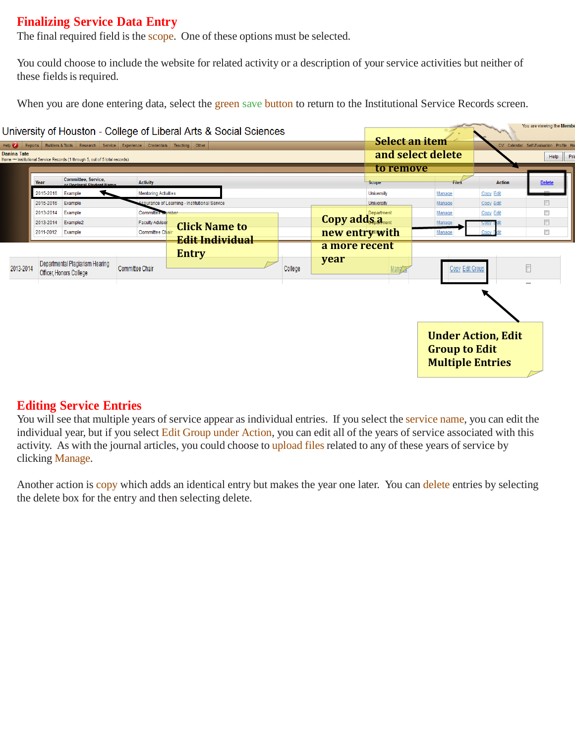## Finalizing Service Data Entry

The final required field is the scope. One of these options must be selected.

You could choose to include the website for related activity or a description of your service activities but neither of these fields is required.

When you are done entering data, select the green save button to return to the Institutional Service Records screen.

## Editing Service Entries

You will see that multiple years of service appear as individual entries. If you select the service name, you can edit the individual year, but if you select Edit Group under Action, you can edit all of the years of service associated with this activity. As with the journal articles, you could choose to upload files related to any of these years of service by clicking Manage.

Another action is copy which adds an identical entry but makes the year one later. You can delete entries by selecting the delete box for the entry and then selecting delete.